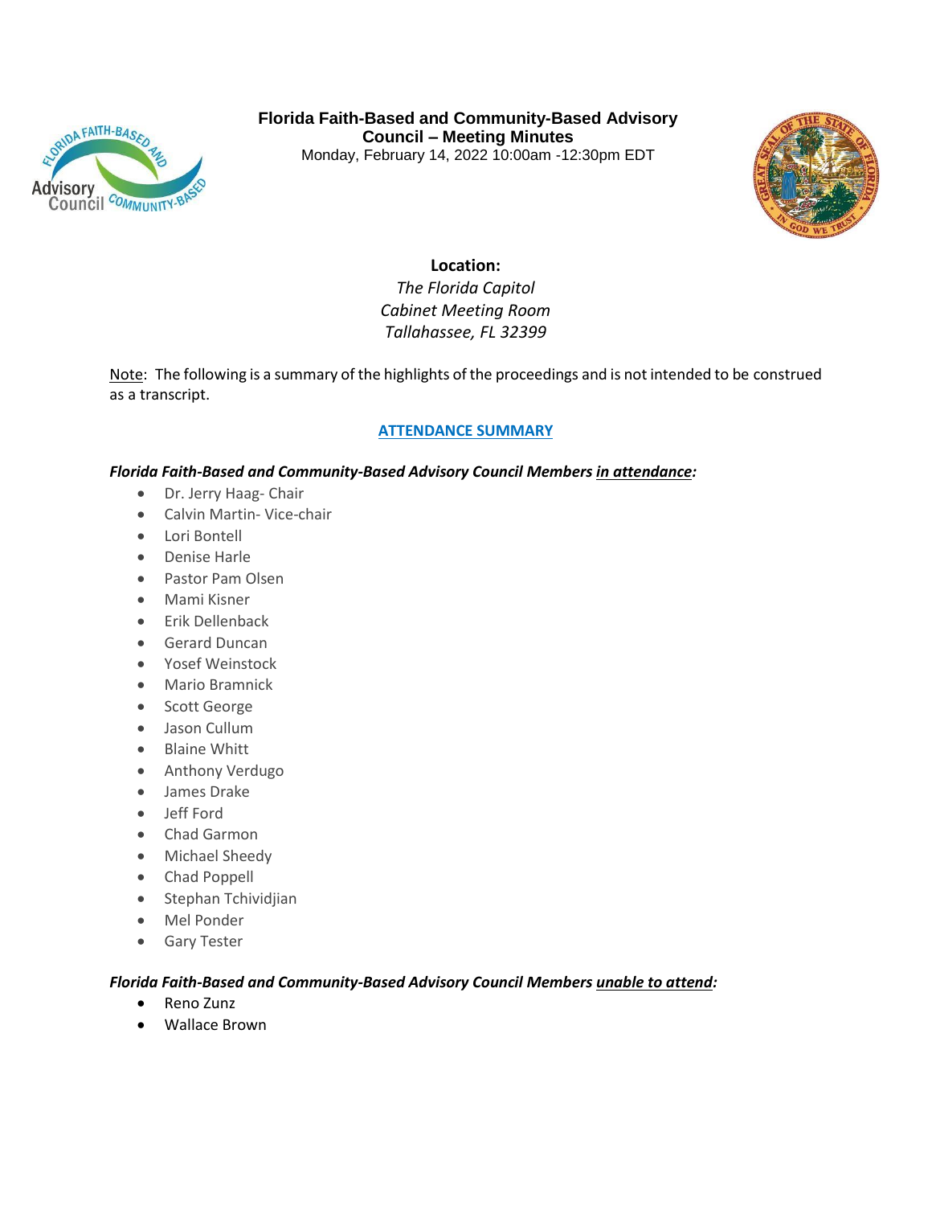# Florida Faith-Based and Community-Based Advisory Council – Meeting Minutes

Monday, February 14, 2022 10:00am -12:30pm EDT

**Location:**

*The Florida Capitol*
*Cabinet Meeting Room*
*Tallahassee, FL 32399*

Note: The following is a summary of the highlights of the proceedings and is not intended to be construed as a transcript.

## ATTENDANCE SUMMARY

***Florida Faith-Based and Community-Based Advisory Council Members in attendance:***

- Dr. Jerry Haag- Chair
- Calvin Martin- Vice-chair
- Lori Bontell
- Denise Harle
- Pastor Pam Olsen
- Mami Kisner
- Erik Dellenback
- Gerard Duncan
- Yosef Weinstock
- Mario Bramnick
- Scott George
- Jason Cullum
- Blaine Whitt
- Anthony Verdugo
- James Drake
- Jeff Ford
- Chad Garmon
- Michael Sheedy
- Chad Poppell
- Stephan Tchividjian
- Mel Ponder
- Gary Tester

***Florida Faith-Based and Community-Based Advisory Council Members unable to attend:***

- Reno Zunz
- Wallace Brown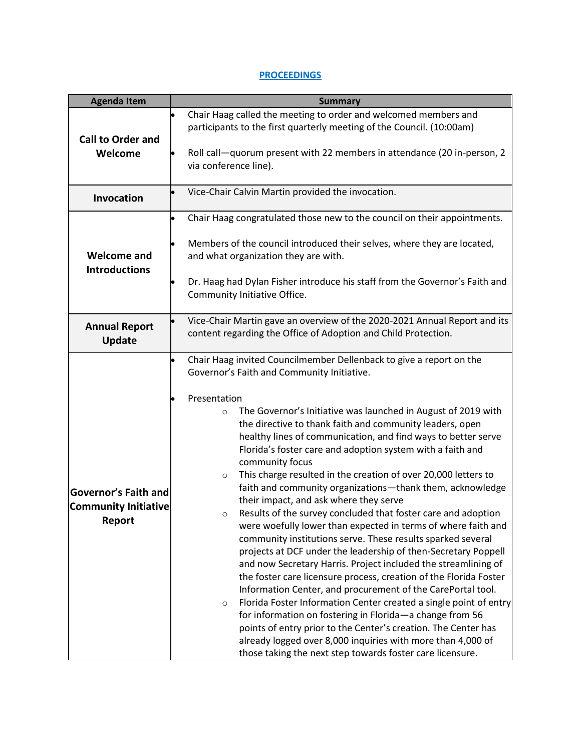**PROCEEDINGS**

| Agenda Item | Summary |
|---|---|
| **Call to Order and Welcome** | • Chair Haag called the meeting to order and welcomed members and participants to the first quarterly meeting of the Council. (10:00am)<br><br>• Roll call—quorum present with 22 members in attendance (20 in-person, 2 via conference line). |
| **Invocation** | • Vice-Chair Calvin Martin provided the invocation. |
| **Welcome and Introductions** | • Chair Haag congratulated those new to the council on their appointments.<br><br>• Members of the council introduced their selves, where they are located, and what organization they are with.<br><br>• Dr. Haag had Dylan Fisher introduce his staff from the Governor's Faith and Community Initiative Office. |
| **Annual Report Update** | • Vice-Chair Martin gave an overview of the 2020-2021 Annual Report and its content regarding the Office of Adoption and Child Protection. |
| **Governor's Faith and Community Initiative Report** | • Chair Haag invited Councilmember Dellenback to give a report on the Governor's Faith and Community Initiative.<br><br>• Presentation<br>&nbsp;&nbsp;&nbsp;&nbsp;○ The Governor's Initiative was launched in August of 2019 with the directive to thank faith and community leaders, open healthy lines of communication, and find ways to better serve Florida's foster care and adoption system with a faith and community focus<br>&nbsp;&nbsp;&nbsp;&nbsp;○ This charge resulted in the creation of over 20,000 letters to faith and community organizations—thank them, acknowledge their impact, and ask where they serve<br>&nbsp;&nbsp;&nbsp;&nbsp;○ Results of the survey concluded that foster care and adoption were woefully lower than expected in terms of where faith and community institutions serve. These results sparked several projects at DCF under the leadership of then-Secretary Poppell and now Secretary Harris. Project included the streamlining of the foster care licensure process, creation of the Florida Foster Information Center, and procurement of the CarePortal tool.<br>&nbsp;&nbsp;&nbsp;&nbsp;○ Florida Foster Information Center created a single point of entry for information on fostering in Florida—a change from 56 points of entry prior to the Center's creation. The Center has already logged over 8,000 inquiries with more than 4,000 of those taking the next step towards foster care licensure. |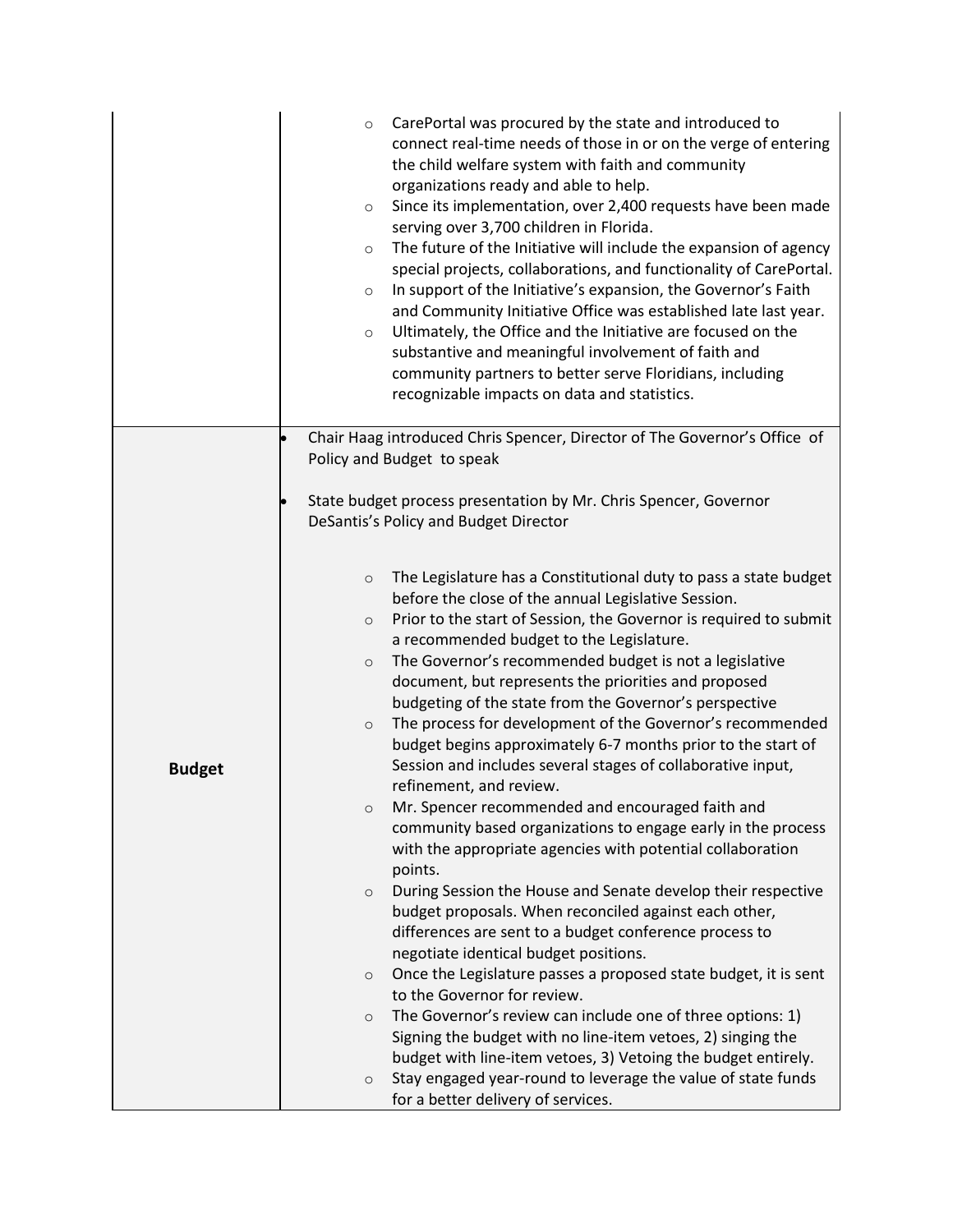| | |
|---|---|
| | <ul><li>CarePortal was procured by the state and introduced to connect real-time needs of those in or on the verge of entering the child welfare system with faith and community organizations ready and able to help.</li><li>Since its implementation, over 2,400 requests have been made serving over 3,700 children in Florida.</li><li>The future of the Initiative will include the expansion of agency special projects, collaborations, and functionality of CarePortal.</li><li>In support of the Initiative's expansion, the Governor's Faith and Community Initiative Office was established late last year.</li><li>Ultimately, the Office and the Initiative are focused on the substantive and meaningful involvement of faith and community partners to better serve Floridians, including recognizable impacts on data and statistics.</li></ul> |
| **Budget** | <ul><li>Chair Haag introduced Chris Spencer, Director of The Governor's Office of Policy and Budget to speak</li><li>State budget process presentation by Mr. Chris Spencer, Governor DeSantis's Policy and Budget Director<ul><li>The Legislature has a Constitutional duty to pass a state budget before the close of the annual Legislative Session.</li><li>Prior to the start of Session, the Governor is required to submit a recommended budget to the Legislature.</li><li>The Governor's recommended budget is not a legislative document, but represents the priorities and proposed budgeting of the state from the Governor's perspective</li><li>The process for development of the Governor's recommended budget begins approximately 6-7 months prior to the start of Session and includes several stages of collaborative input, refinement, and review.</li><li>Mr. Spencer recommended and encouraged faith and community based organizations to engage early in the process with the appropriate agencies with potential collaboration points.</li><li>During Session the House and Senate develop their respective budget proposals. When reconciled against each other, differences are sent to a budget conference process to negotiate identical budget positions.</li><li>Once the Legislature passes a proposed state budget, it is sent to the Governor for review.</li><li>The Governor's review can include one of three options: 1) Signing the budget with no line-item vetoes, 2) singing the budget with line-item vetoes, 3) Vetoing the budget entirely.</li><li>Stay engaged year-round to leverage the value of state funds for a better delivery of services.</li></ul></li></ul> |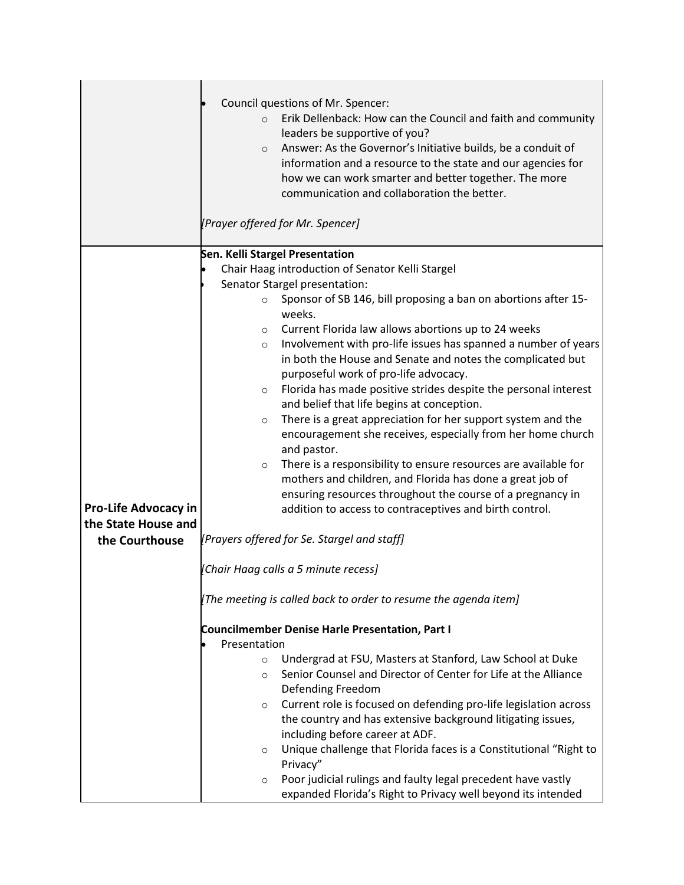| | |
|---|---|
| | • Council questions of Mr. Spencer:<br>  ○ Erik Dellenback: How can the Council and faith and community leaders be supportive of you?<br>  ○ Answer: As the Governor's Initiative builds, be a conduit of information and a resource to the state and our agencies for how we can work smarter and better together. The more communication and collaboration the better.<br><br>*[Prayer offered for Mr. Spencer]* |
| **Pro-Life Advocacy in the State House and the Courthouse** | **Sen. Kelli Stargel Presentation**<br>• Chair Haag introduction of Senator Kelli Stargel<br>• Senator Stargel presentation:<br>  ○ Sponsor of SB 146, bill proposing a ban on abortions after 15-weeks.<br>  ○ Current Florida law allows abortions up to 24 weeks<br>  ○ Involvement with pro-life issues has spanned a number of years in both the House and Senate and notes the complicated but purposeful work of pro-life advocacy.<br>  ○ Florida has made positive strides despite the personal interest and belief that life begins at conception.<br>  ○ There is a great appreciation for her support system and the encouragement she receives, especially from her home church and pastor.<br>  ○ There is a responsibility to ensure resources are available for mothers and children, and Florida has done a great job of ensuring resources throughout the course of a pregnancy in addition to access to contraceptives and birth control.<br><br>*[Prayers offered for Se. Stargel and staff]*<br><br>*[Chair Haag calls a 5 minute recess]*<br><br>*[The meeting is called back to order to resume the agenda item]*<br><br>**Councilmember Denise Harle Presentation, Part I**<br>• Presentation<br>  ○ Undergrad at FSU, Masters at Stanford, Law School at Duke<br>  ○ Senior Counsel and Director of Center for Life at the Alliance Defending Freedom<br>  ○ Current role is focused on defending pro-life legislation across the country and has extensive background litigating issues, including before career at ADF.<br>  ○ Unique challenge that Florida faces is a Constitutional "Right to Privacy"<br>  ○ Poor judicial rulings and faulty legal precedent have vastly expanded Florida's Right to Privacy well beyond its intended |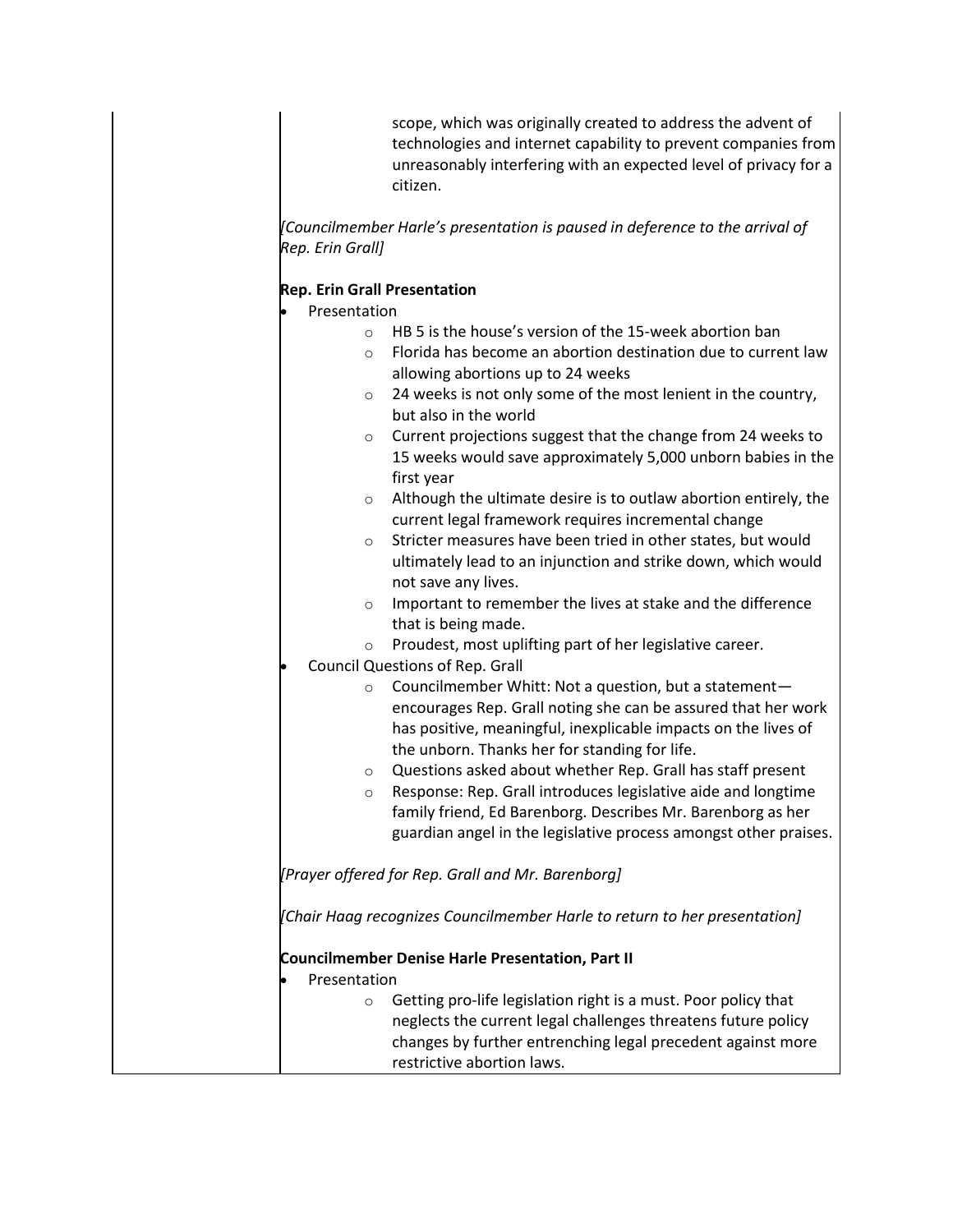scope, which was originally created to address the advent of technologies and internet capability to prevent companies from unreasonably interfering with an expected level of privacy for a citizen.

*[Councilmember Harle's presentation is paused in deference to the arrival of Rep. Erin Grall]*

**Rep. Erin Grall Presentation**

- Presentation
  - HB 5 is the house's version of the 15-week abortion ban
  - Florida has become an abortion destination due to current law allowing abortions up to 24 weeks
  - 24 weeks is not only some of the most lenient in the country, but also in the world
  - Current projections suggest that the change from 24 weeks to 15 weeks would save approximately 5,000 unborn babies in the first year
  - Although the ultimate desire is to outlaw abortion entirely, the current legal framework requires incremental change
  - Stricter measures have been tried in other states, but would ultimately lead to an injunction and strike down, which would not save any lives.
  - Important to remember the lives at stake and the difference that is being made.
  - Proudest, most uplifting part of her legislative career.
- Council Questions of Rep. Grall
  - Councilmember Whitt: Not a question, but a statement—encourages Rep. Grall noting she can be assured that her work has positive, meaningful, inexplicable impacts on the lives of the unborn. Thanks her for standing for life.
  - Questions asked about whether Rep. Grall has staff present
  - Response: Rep. Grall introduces legislative aide and longtime family friend, Ed Barenborg. Describes Mr. Barenborg as her guardian angel in the legislative process amongst other praises.

*[Prayer offered for Rep. Grall and Mr. Barenborg]*

*[Chair Haag recognizes Councilmember Harle to return to her presentation]*

**Councilmember Denise Harle Presentation, Part II**

- Presentation
  - Getting pro-life legislation right is a must. Poor policy that neglects the current legal challenges threatens future policy changes by further entrenching legal precedent against more restrictive abortion laws.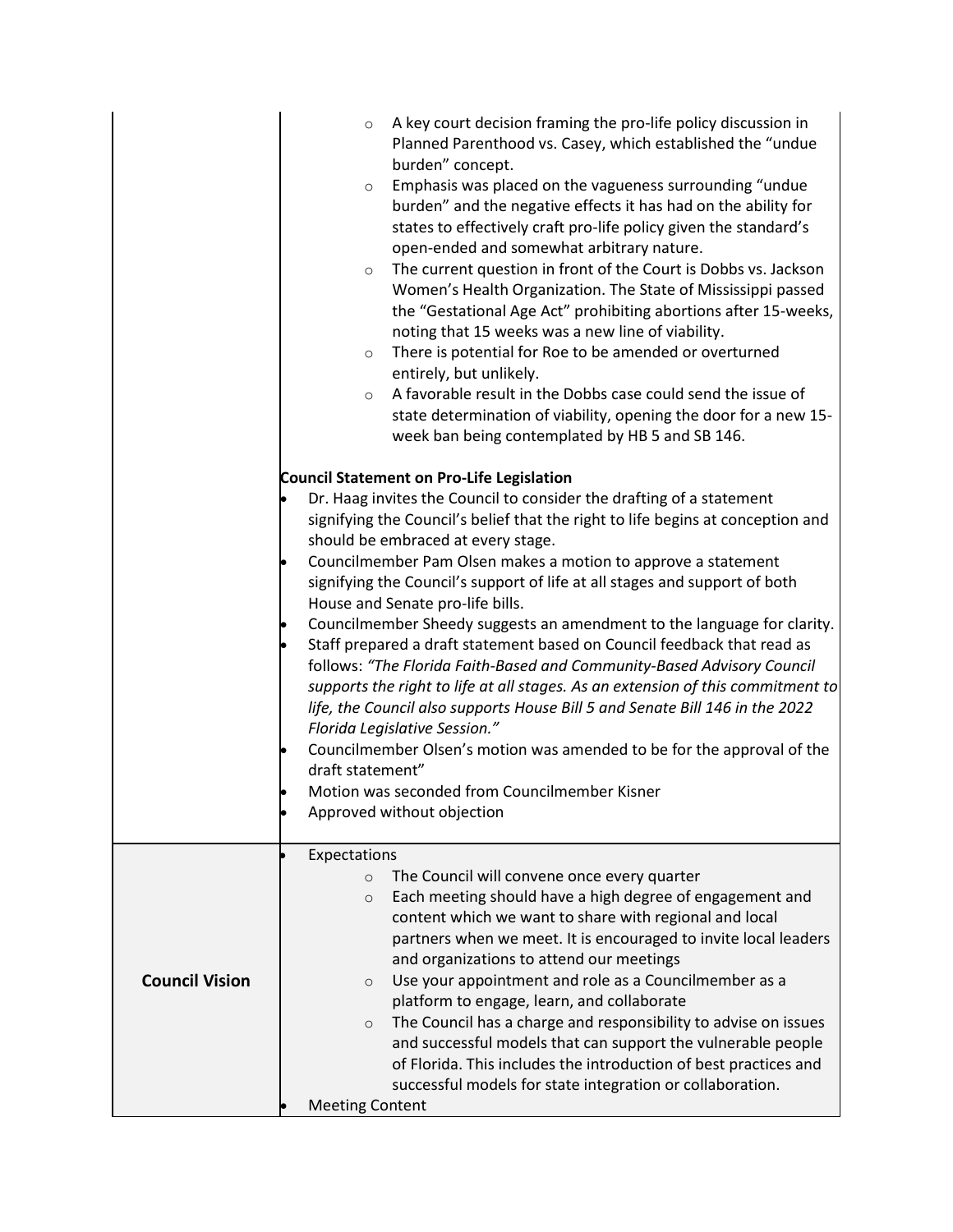| | |
|---|---|
| | ◦ A key court decision framing the pro-life policy discussion in Planned Parenthood vs. Casey, which established the "undue burden" concept.<br>◦ Emphasis was placed on the vagueness surrounding "undue burden" and the negative effects it has had on the ability for states to effectively craft pro-life policy given the standard's open-ended and somewhat arbitrary nature.<br>◦ The current question in front of the Court is Dobbs vs. Jackson Women's Health Organization. The State of Mississippi passed the "Gestational Age Act" prohibiting abortions after 15-weeks, noting that 15 weeks was a new line of viability.<br>◦ There is potential for Roe to be amended or overturned entirely, but unlikely.<br>◦ A favorable result in the Dobbs case could send the issue of state determination of viability, opening the door for a new 15-week ban being contemplated by HB 5 and SB 146.<br><br>**Council Statement on Pro-Life Legislation**<br>• Dr. Haag invites the Council to consider the drafting of a statement signifying the Council's belief that the right to life begins at conception and should be embraced at every stage.<br>• Councilmember Pam Olsen makes a motion to approve a statement signifying the Council's support of life at all stages and support of both House and Senate pro-life bills.<br>• Councilmember Sheedy suggests an amendment to the language for clarity.<br>• Staff prepared a draft statement based on Council feedback that read as follows: *"The Florida Faith-Based and Community-Based Advisory Council supports the right to life at all stages. As an extension of this commitment to life, the Council also supports House Bill 5 and Senate Bill 146 in the 2022 Florida Legislative Session."*<br>• Councilmember Olsen's motion was amended to be for the approval of the draft statement"<br>• Motion was seconded from Councilmember Kisner<br>• Approved without objection |
| **Council Vision** | • Expectations<br>◦ The Council will convene once every quarter<br>◦ Each meeting should have a high degree of engagement and content which we want to share with regional and local partners when we meet. It is encouraged to invite local leaders and organizations to attend our meetings<br>◦ Use your appointment and role as a Councilmember as a platform to engage, learn, and collaborate<br>◦ The Council has a charge and responsibility to advise on issues and successful models that can support the vulnerable people of Florida. This includes the introduction of best practices and successful models for state integration or collaboration.<br>• Meeting Content |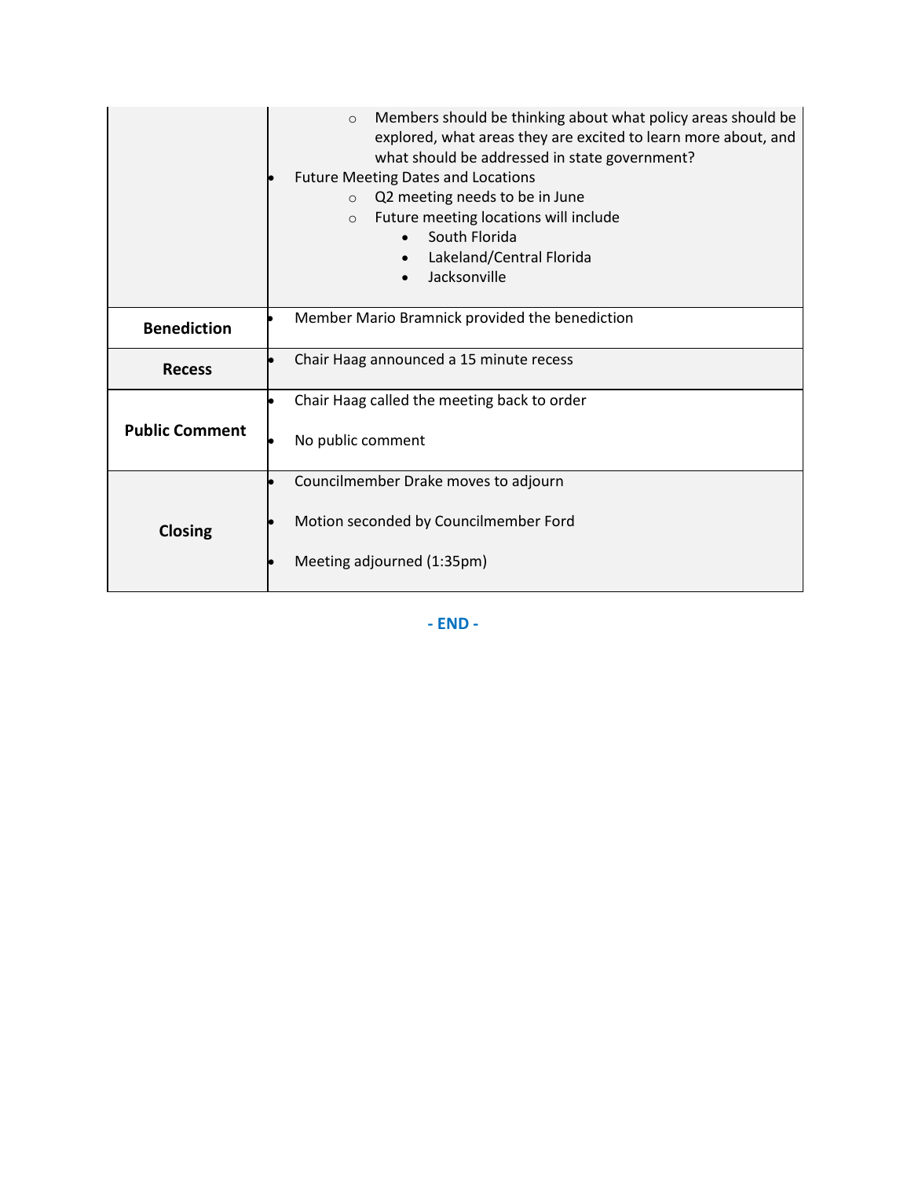| | |
|---|---|
| | ○ Members should be thinking about what policy areas should be explored, what areas they are excited to learn more about, and what should be addressed in state government?<br>• Future Meeting Dates and Locations<br>○ Q2 meeting needs to be in June<br>○ Future meeting locations will include<br>• South Florida<br>• Lakeland/Central Florida<br>• Jacksonville |
| **Benediction** | • Member Mario Bramnick provided the benediction |
| **Recess** | • Chair Haag announced a 15 minute recess |
| **Public Comment** | • Chair Haag called the meeting back to order<br>• No public comment |
| **Closing** | • Councilmember Drake moves to adjourn<br>• Motion seconded by Councilmember Ford<br>• Meeting adjourned (1:35pm) |

**- END -**